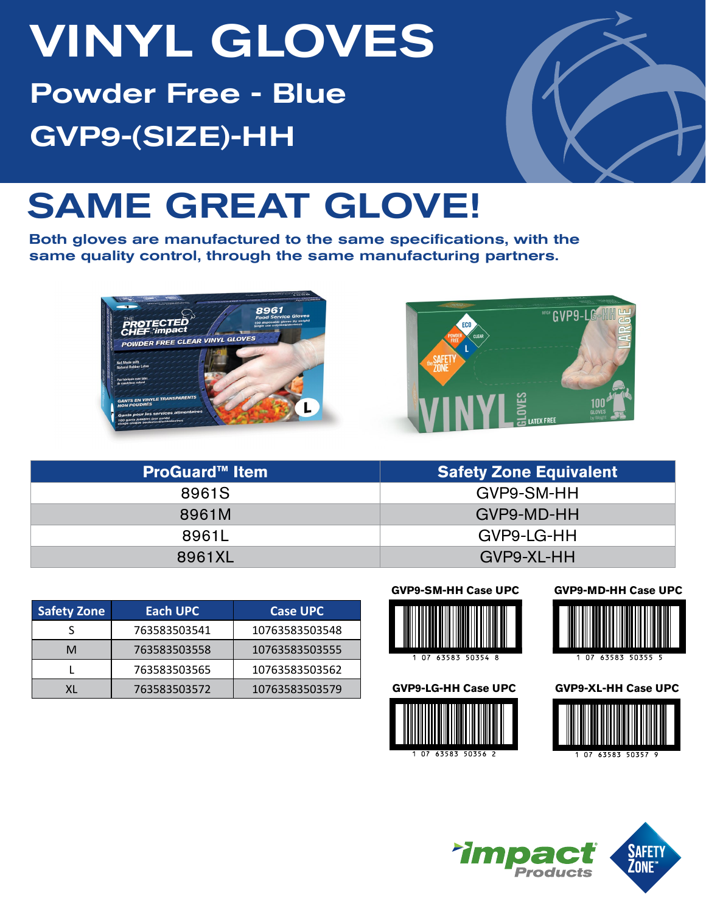# VINYL GLOVES

## Powder Free - Blue

## GVP9-(SIZE)-HH

# SAME GREAT GLOVE!

**Both gloves are manufactured to the same specifications, with the same quality control, through the same manufacturing partners.**

| ProGuard™ Item | Safety Zone Equivalent |
|---|---|
| 8961S | GVP9-SM-HH |
| 8961M | GVP9-MD-HH |
| 8961L | GVP9-LG-HH |
| 8961XL | GVP9-XL-HH |

| Safety Zone | Each UPC | Case UPC |
|---|---|---|
| S | 763583503541 | 10763583503548 |
| M | 763583503558 | 10763583503555 |
| L | 763583503565 | 10763583503562 |
| XL | 763583503572 | 10763583503579 |

**GVP9-SM-HH Case UPC**

1 07 63583 50354 8

**GVP9-MD-HH Case UPC**

1 07 63583 50355 5

**GVP9-LG-HH Case UPC**

1 07 63583 50356 2

**GVP9-XL-HH Case UPC**

1 07 63583 50357 9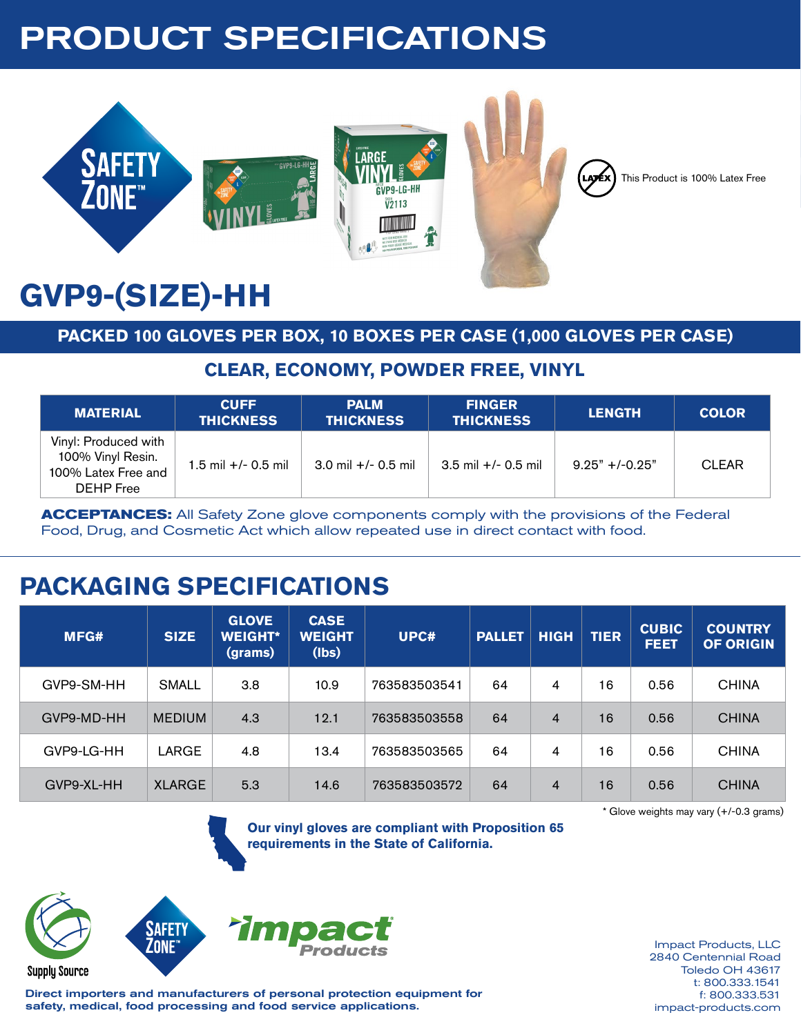# PRODUCT SPECIFICATIONS

This Product is 100% Latex Free

## GVP9-(SIZE)-HH

**PACKED 100 GLOVES PER BOX, 10 BOXES PER CASE (1,000 GLOVES PER CASE)**

### CLEAR, ECONOMY, POWDER FREE, VINYL

| MATERIAL | CUFF THICKNESS | PALM THICKNESS | FINGER THICKNESS | LENGTH | COLOR |
|---|---|---|---|---|---|
| Vinyl: Produced with 100% Vinyl Resin. 100% Latex Free and DEHP Free | 1.5 mil +/- 0.5 mil | 3.0 mil +/- 0.5 mil | 3.5 mil +/- 0.5 mil | 9.25" +/-0.25" | CLEAR |

**ACCEPTANCES:** All Safety Zone glove components comply with the provisions of the Federal Food, Drug, and Cosmetic Act which allow repeated use in direct contact with food.

## PACKAGING SPECIFICATIONS

| MFG# | SIZE | GLOVE WEIGHT* (grams) | CASE WEIGHT (lbs) | UPC# | PALLET | HIGH | TIER | CUBIC FEET | COUNTRY OF ORIGIN |
|---|---|---|---|---|---|---|---|---|---|
| GVP9-SM-HH | SMALL | 3.8 | 10.9 | 763583503541 | 64 | 4 | 16 | 0.56 | CHINA |
| GVP9-MD-HH | MEDIUM | 4.3 | 12.1 | 763583503558 | 64 | 4 | 16 | 0.56 | CHINA |
| GVP9-LG-HH | LARGE | 4.8 | 13.4 | 763583503565 | 64 | 4 | 16 | 0.56 | CHINA |
| GVP9-XL-HH | XLARGE | 5.3 | 14.6 | 763583503572 | 64 | 4 | 16 | 0.56 | CHINA |

* Glove weights may vary (+/-0.3 grams)

**Our vinyl gloves are compliant with Proposition 65 requirements in the State of California.**

**Direct importers and manufacturers of personal protection equipment for safety, medical, food processing and food service applications.**

Impact Products, LLC
2840 Centennial Road
Toledo OH 43617
t: 800.333.1541
f: 800.333.531
impact-products.com